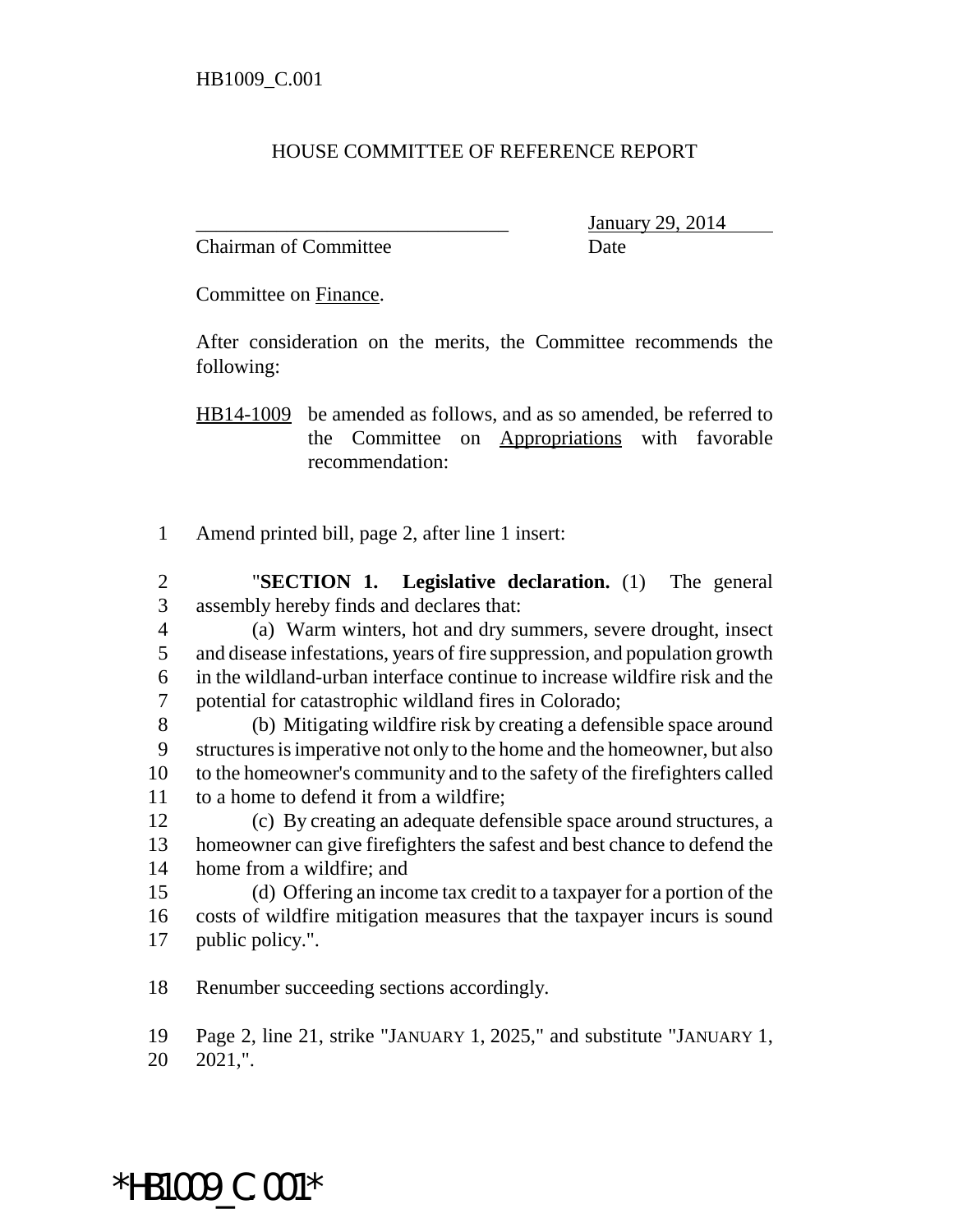HB1009_C.001

# HOUSE COMMITTEE OF REFERENCE REPORT

_______________________________ January 29, 2014
Chairman of Committee Date

Committee on Finance.

After consideration on the merits, the Committee recommends the following:

HB14-1009 be amended as follows, and as so amended, be referred to the Committee on Appropriations with favorable recommendation:

1 Amend printed bill, page 2, after line 1 insert:

2 "**SECTION 1. Legislative declaration.** (1) The general
3 assembly hereby finds and declares that:
4 (a) Warm winters, hot and dry summers, severe drought, insect
5 and disease infestations, years of fire suppression, and population growth
6 in the wildland-urban interface continue to increase wildfire risk and the
7 potential for catastrophic wildland fires in Colorado;
8 (b) Mitigating wildfire risk by creating a defensible space around
9 structures is imperative not only to the home and the homeowner, but also
10 to the homeowner's community and to the safety of the firefighters called
11 to a home to defend it from a wildfire;
12 (c) By creating an adequate defensible space around structures, a
13 homeowner can give firefighters the safest and best chance to defend the
14 home from a wildfire; and
15 (d) Offering an income tax credit to a taxpayer for a portion of the
16 costs of wildfire mitigation measures that the taxpayer incurs is sound
17 public policy.".

18 Renumber succeeding sections accordingly.

19 Page 2, line 21, strike "JANUARY 1, 2025," and substitute "JANUARY 1,
20 2021,".

*HB1009_C.001*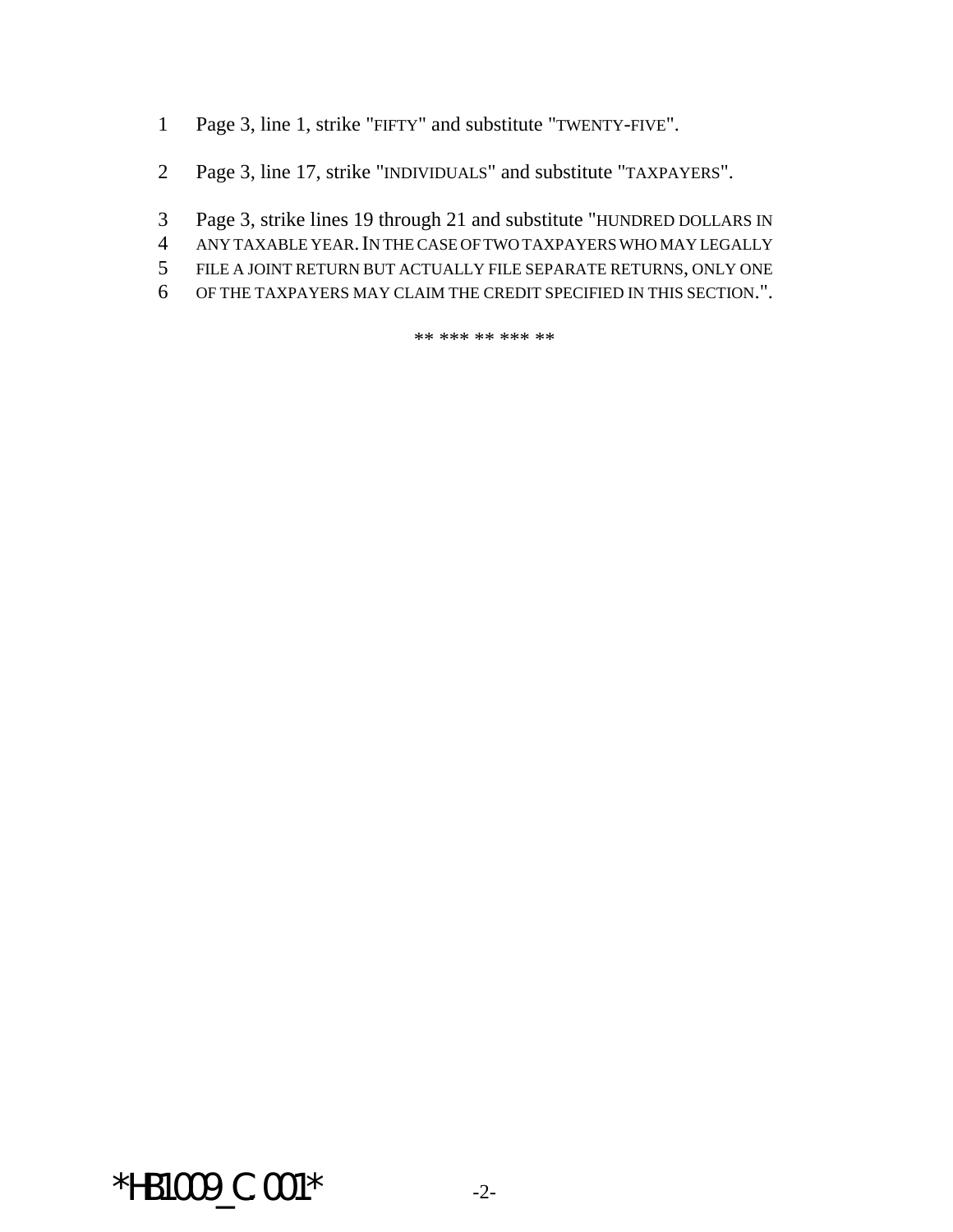1 Page 3, line 1, strike "FIFTY" and substitute "TWENTY-FIVE".

2 Page 3, line 17, strike "INDIVIDUALS" and substitute "TAXPAYERS".

3 Page 3, strike lines 19 through 21 and substitute "HUNDRED DOLLARS IN
4 ANY TAXABLE YEAR. IN THE CASE OF TWO TAXPAYERS WHO MAY LEGALLY
5 FILE A JOINT RETURN BUT ACTUALLY FILE SEPARATE RETURNS, ONLY ONE
6 OF THE TAXPAYERS MAY CLAIM THE CREDIT SPECIFIED IN THIS SECTION.".

** *** ** *** **

*HB1009_C.001*